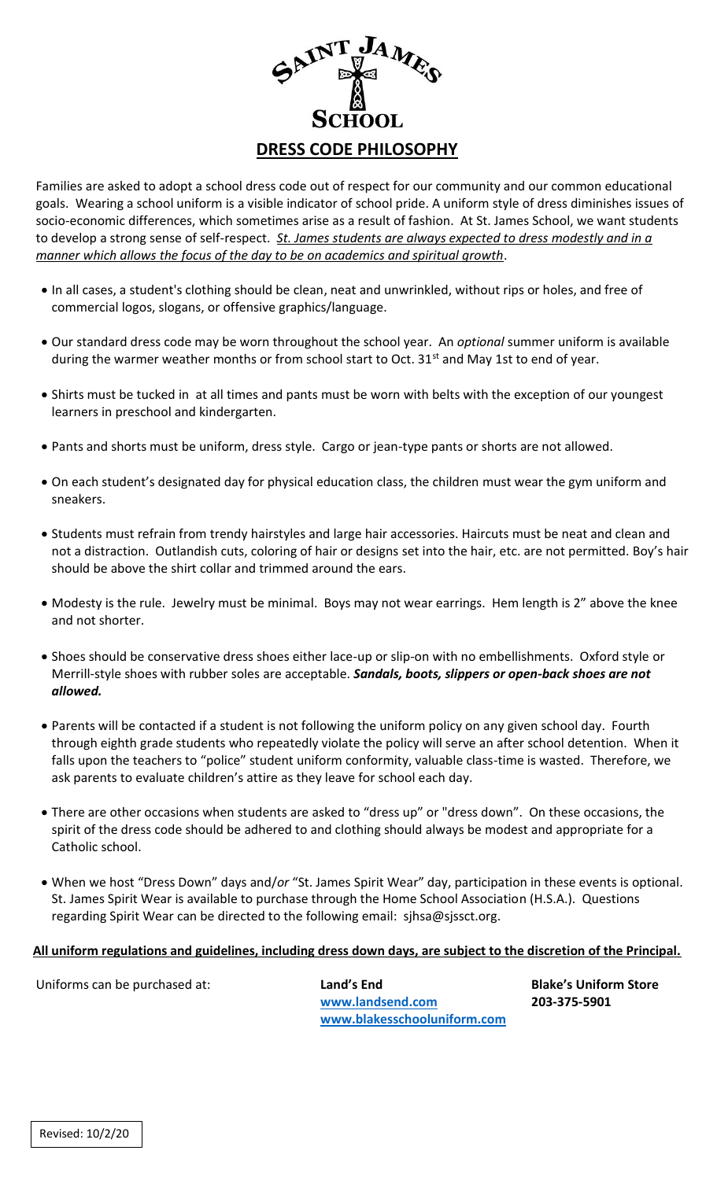# SAINT JAMES SCHOOL

## DRESS CODE PHILOSOPHY

Families are asked to adopt a school dress code out of respect for our community and our common educational goals. Wearing a school uniform is a visible indicator of school pride. A uniform style of dress diminishes issues of socio-economic differences, which sometimes arise as a result of fashion. At St. James School, we want students to develop a strong sense of self-respect. *St. James students are always expected to dress modestly and in a manner which allows the focus of the day to be on academics and spiritual growth*.

- In all cases, a student's clothing should be clean, neat and unwrinkled, without rips or holes, and free of commercial logos, slogans, or offensive graphics/language.
- Our standard dress code may be worn throughout the school year. An *optional* summer uniform is available during the warmer weather months or from school start to Oct. 31st and May 1st to end of year.
- Shirts must be tucked in at all times and pants must be worn with belts with the exception of our youngest learners in preschool and kindergarten.
- Pants and shorts must be uniform, dress style. Cargo or jean-type pants or shorts are not allowed.
- On each student's designated day for physical education class, the children must wear the gym uniform and sneakers.
- Students must refrain from trendy hairstyles and large hair accessories. Haircuts must be neat and clean and not a distraction. Outlandish cuts, coloring of hair or designs set into the hair, etc. are not permitted. Boy's hair should be above the shirt collar and trimmed around the ears.
- Modesty is the rule. Jewelry must be minimal. Boys may not wear earrings. Hem length is 2" above the knee and not shorter.
- Shoes should be conservative dress shoes either lace-up or slip-on with no embellishments. Oxford style or Merrill-style shoes with rubber soles are acceptable. ***Sandals, boots, slippers or open-back shoes are not allowed.***
- Parents will be contacted if a student is not following the uniform policy on any given school day. Fourth through eighth grade students who repeatedly violate the policy will serve an after school detention. When it falls upon the teachers to "police" student uniform conformity, valuable class-time is wasted. Therefore, we ask parents to evaluate children's attire as they leave for school each day.
- There are other occasions when students are asked to "dress up" or "dress down". On these occasions, the spirit of the dress code should be adhered to and clothing should always be modest and appropriate for a Catholic school.
- When we host "Dress Down" days and/*or* "St. James Spirit Wear" day, participation in these events is optional. St. James Spirit Wear is available to purchase through the Home School Association (H.S.A.). Questions regarding Spirit Wear can be directed to the following email: sjhsa@sjssct.org.

**All uniform regulations and guidelines, including dress down days, are subject to the discretion of the Principal.**

Uniforms can be purchased at:

**Land's End**
**www.landsend.com**
**www.blakesschooluniform.com**

**Blake's Uniform Store**
**203-375-5901**

Revised: 10/2/20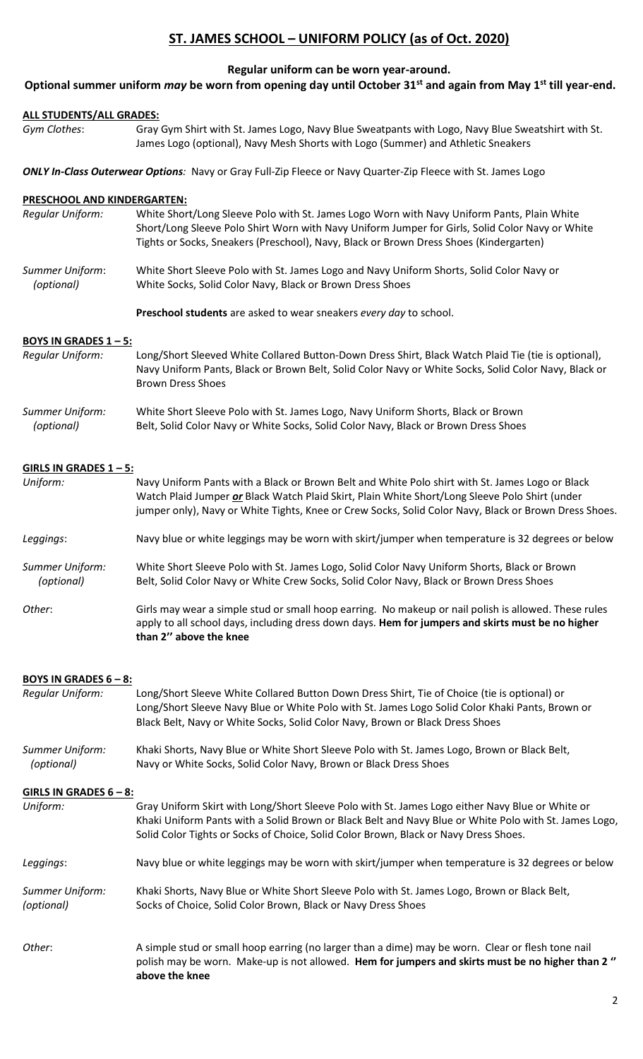# ST. JAMES SCHOOL – UNIFORM POLICY (as of Oct. 2020)

**Regular uniform can be worn year-around.**

**Optional summer uniform *may* be worn from opening day until October 31st and again from May 1st till year-end.**

## ALL STUDENTS/ALL GRADES:

*Gym Clothes*: Gray Gym Shirt with St. James Logo, Navy Blue Sweatpants with Logo, Navy Blue Sweatshirt with St. James Logo (optional), Navy Mesh Shorts with Logo (Summer) and Athletic Sneakers

***ONLY In-Class Outerwear Options**:* Navy or Gray Full-Zip Fleece or Navy Quarter-Zip Fleece with St. James Logo

## PRESCHOOL AND KINDERGARTEN:

*Regular Uniform:* White Short/Long Sleeve Polo with St. James Logo Worn with Navy Uniform Pants, Plain White Short/Long Sleeve Polo Shirt Worn with Navy Uniform Jumper for Girls, Solid Color Navy or White Tights or Socks, Sneakers (Preschool), Navy, Black or Brown Dress Shoes (Kindergarten)

*Summer Uniform*: *(optional)* White Short Sleeve Polo with St. James Logo and Navy Uniform Shorts, Solid Color Navy or White Socks, Solid Color Navy, Black or Brown Dress Shoes

**Preschool students** are asked to wear sneakers *every day* to school.

## BOYS IN GRADES 1 – 5:

*Regular Uniform:* Long/Short Sleeved White Collared Button-Down Dress Shirt, Black Watch Plaid Tie (tie is optional), Navy Uniform Pants, Black or Brown Belt, Solid Color Navy or White Socks, Solid Color Navy, Black or Brown Dress Shoes

*Summer Uniform:* *(optional)* White Short Sleeve Polo with St. James Logo, Navy Uniform Shorts, Black or Brown Belt, Solid Color Navy or White Socks, Solid Color Navy, Black or Brown Dress Shoes

## GIRLS IN GRADES 1 – 5:

*Uniform:* Navy Uniform Pants with a Black or Brown Belt and White Polo shirt with St. James Logo or Black Watch Plaid Jumper ***or*** Black Watch Plaid Skirt, Plain White Short/Long Sleeve Polo Shirt (under jumper only), Navy or White Tights, Knee or Crew Socks, Solid Color Navy, Black or Brown Dress Shoes.

*Leggings*: Navy blue or white leggings may be worn with skirt/jumper when temperature is 32 degrees or below

*Summer Uniform:* *(optional)* White Short Sleeve Polo with St. James Logo, Solid Color Navy Uniform Shorts, Black or Brown Belt, Solid Color Navy or White Crew Socks, Solid Color Navy, Black or Brown Dress Shoes

*Other*: Girls may wear a simple stud or small hoop earring. No makeup or nail polish is allowed. These rules apply to all school days, including dress down days. **Hem for jumpers and skirts must be no higher than 2'' above the knee**

## BOYS IN GRADES 6 – 8:

*Regular Uniform:* Long/Short Sleeve White Collared Button Down Dress Shirt, Tie of Choice (tie is optional) or Long/Short Sleeve Navy Blue or White Polo with St. James Logo Solid Color Khaki Pants, Brown or Black Belt, Navy or White Socks, Solid Color Navy, Brown or Black Dress Shoes

*Summer Uniform:* *(optional)* Khaki Shorts, Navy Blue or White Short Sleeve Polo with St. James Logo, Brown or Black Belt, Navy or White Socks, Solid Color Navy, Brown or Black Dress Shoes

## GIRLS IN GRADES 6 – 8:

*Uniform:* Gray Uniform Skirt with Long/Short Sleeve Polo with St. James Logo either Navy Blue or White or Khaki Uniform Pants with a Solid Brown or Black Belt and Navy Blue or White Polo with St. James Logo, Solid Color Tights or Socks of Choice, Solid Color Brown, Black or Navy Dress Shoes.

*Leggings*: Navy blue or white leggings may be worn with skirt/jumper when temperature is 32 degrees or below

*Summer Uniform:* *(optional)* Khaki Shorts, Navy Blue or White Short Sleeve Polo with St. James Logo, Brown or Black Belt, Socks of Choice, Solid Color Brown, Black or Navy Dress Shoes

*Other*: A simple stud or small hoop earring (no larger than a dime) may be worn. Clear or flesh tone nail polish may be worn. Make-up is not allowed. **Hem for jumpers and skirts must be no higher than 2 '' above the knee**